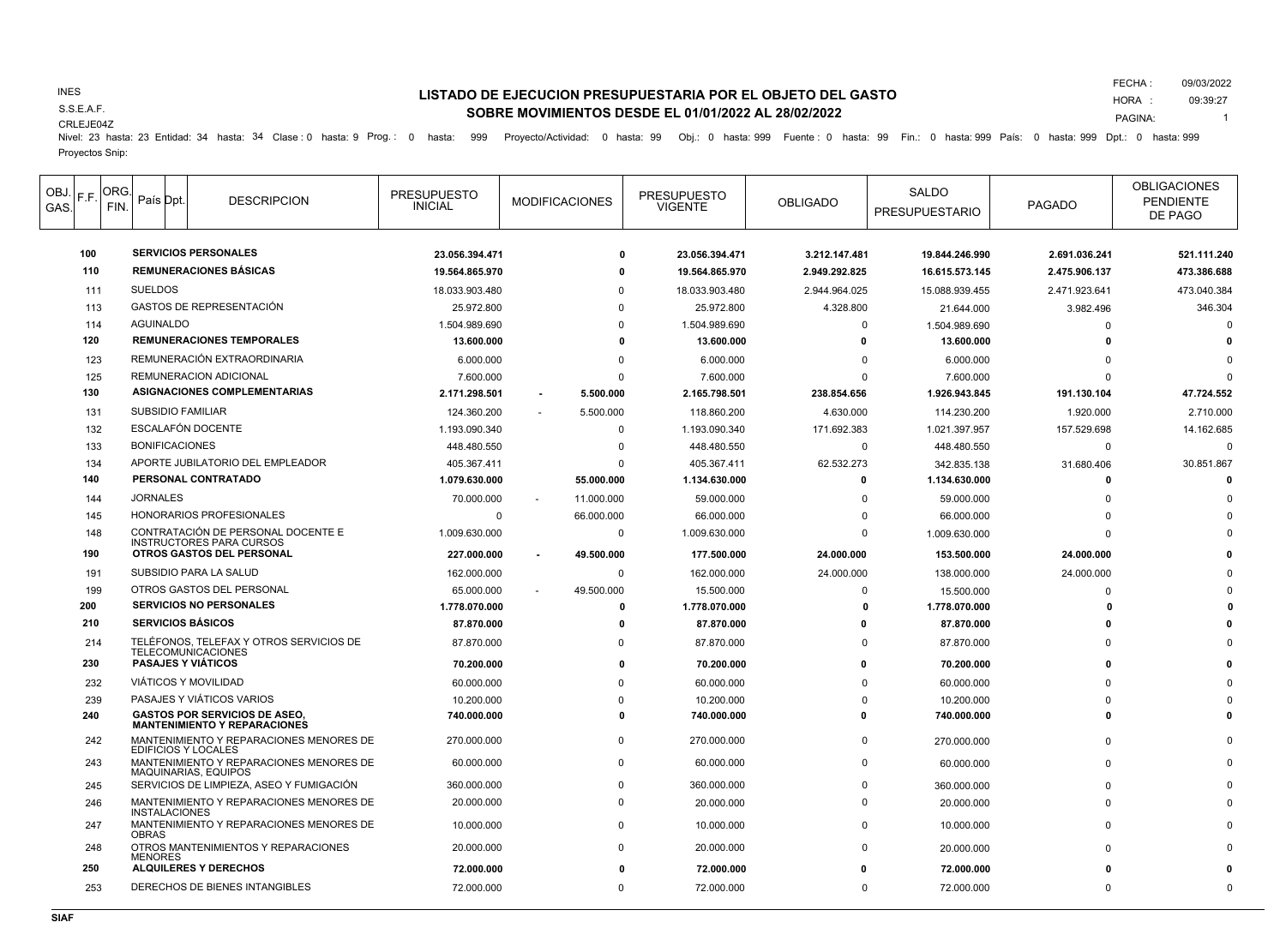INES

S.S.E.A.F.

CRLEJE04Z

# LISTADO DE EJECUCION PRESUPUESTARIA POR EL OBJETO DEL GASTO
## SOBRE MOVIMIENTOS DESDE EL 01/01/2022 AL 28/02/2022

FECHA : 09/03/2022
HORA : 09:39:27

Nivel: 23 hasta: 23 Entidad: 34 hasta: 34 Clase : 0 hasta: 9 Prog. : 0 hasta: 999 Proyecto/Actividad: 0 hasta: 99 Obj.: 0 hasta: 999 Fuente : 0 hasta: 99 Fin.: 0 hasta: 999 País: 0 hasta: 999 Dpt.: 0 hasta: 999

Proyectos Snip:

| OBJ. GAS. | F.F. | ORG. FIN. | País | Dpt. | DESCRIPCION | PRESUPUESTO INICIAL | MODIFICACIONES | PRESUPUESTO VIGENTE | OBLIGADO | SALDO PRESUPUESTARIO | PAGADO | OBLIGACIONES PENDIENTE DE PAGO |
|---|---|---|---|---|---|---|---|---|---|---|---|---|
| **100** | | | | | **SERVICIOS PERSONALES** | **23.056.394.471** | **0** | **23.056.394.471** | **3.212.147.481** | **19.844.246.990** | **2.691.036.241** | **521.111.240** |
| **110** | | | | | **REMUNERACIONES BÁSICAS** | **19.564.865.970** | **0** | **19.564.865.970** | **2.949.292.825** | **16.615.573.145** | **2.475.906.137** | **473.386.688** |
| 111 | | | | | SUELDOS | 18.033.903.480 | 0 | 18.033.903.480 | 2.944.964.025 | 15.088.939.455 | 2.471.923.641 | 473.040.384 |
| 113 | | | | | GASTOS DE REPRESENTACIÓN | 25.972.800 | 0 | 25.972.800 | 4.328.800 | 21.644.000 | 3.982.496 | 346.304 |
| 114 | | | | | AGUINALDO | 1.504.989.690 | 0 | 1.504.989.690 | 0 | 1.504.989.690 | 0 | 0 |
| **120** | | | | | **REMUNERACIONES TEMPORALES** | **13.600.000** | **0** | **13.600.000** | **0** | **13.600.000** | **0** | **0** |
| 123 | | | | | REMUNERACIÓN EXTRAORDINARIA | 6.000.000 | 0 | 6.000.000 | 0 | 6.000.000 | 0 | 0 |
| 125 | | | | | REMUNERACION ADICIONAL | 7.600.000 | 0 | 7.600.000 | 0 | 7.600.000 | 0 | 0 |
| **130** | | | | | **ASIGNACIONES COMPLEMENTARIAS** | **2.171.298.501** | **- 5.500.000** | **2.165.798.501** | **238.854.656** | **1.926.943.845** | **191.130.104** | **47.724.552** |
| 131 | | | | | SUBSIDIO FAMILIAR | 124.360.200 | - 5.500.000 | 118.860.200 | 4.630.000 | 114.230.200 | 1.920.000 | 2.710.000 |
| 132 | | | | | ESCALAFÓN DOCENTE | 1.193.090.340 | 0 | 1.193.090.340 | 171.692.383 | 1.021.397.957 | 157.529.698 | 14.162.685 |
| 133 | | | | | BONIFICACIONES | 448.480.550 | 0 | 448.480.550 | 0 | 448.480.550 | 0 | 0 |
| 134 | | | | | APORTE JUBILATORIO DEL EMPLEADOR | 405.367.411 | 0 | 405.367.411 | 62.532.273 | 342.835.138 | 31.680.406 | 30.851.867 |
| **140** | | | | | **PERSONAL CONTRATADO** | **1.079.630.000** | **55.000.000** | **1.134.630.000** | **0** | **1.134.630.000** | **0** | **0** |
| 144 | | | | | JORNALES | 70.000.000 | - 11.000.000 | 59.000.000 | 0 | 59.000.000 | 0 | 0 |
| 145 | | | | | HONORARIOS PROFESIONALES | 0 | 66.000.000 | 66.000.000 | 0 | 66.000.000 | 0 | 0 |
| 148 | | | | | CONTRATACIÓN DE PERSONAL DOCENTE E INSTRUCTORES PARA CURSOS | 1.009.630.000 | 0 | 1.009.630.000 | 0 | 1.009.630.000 | 0 | 0 |
| **190** | | | | | **OTROS GASTOS DEL PERSONAL** | **227.000.000** | **- 49.500.000** | **177.500.000** | **24.000.000** | **153.500.000** | **24.000.000** | **0** |
| 191 | | | | | SUBSIDIO PARA LA SALUD | 162.000.000 | 0 | 162.000.000 | 24.000.000 | 138.000.000 | 24.000.000 | 0 |
| 199 | | | | | OTROS GASTOS DEL PERSONAL | 65.000.000 | - 49.500.000 | 15.500.000 | 0 | 15.500.000 | 0 | 0 |
| **200** | | | | | **SERVICIOS NO PERSONALES** | **1.778.070.000** | **0** | **1.778.070.000** | **0** | **1.778.070.000** | **0** | **0** |
| **210** | | | | | **SERVICIOS BÁSICOS** | **87.870.000** | **0** | **87.870.000** | **0** | **87.870.000** | **0** | **0** |
| 214 | | | | | TELÉFONOS, TELEFAX Y OTROS SERVICIOS DE TELECOMUNICACIONES | 87.870.000 | 0 | 87.870.000 | 0 | 87.870.000 | 0 | 0 |
| **230** | | | | | **PASAJES Y VIÁTICOS** | **70.200.000** | **0** | **70.200.000** | **0** | **70.200.000** | **0** | **0** |
| 232 | | | | | VIÁTICOS Y MOVILIDAD | 60.000.000 | 0 | 60.000.000 | 0 | 60.000.000 | 0 | 0 |
| 239 | | | | | PASAJES Y VIÁTICOS VARIOS | 10.200.000 | 0 | 10.200.000 | 0 | 10.200.000 | 0 | 0 |
| **240** | | | | | **GASTOS POR SERVICIOS DE ASEO, MANTENIMIENTO Y REPARACIONES** | **740.000.000** | **0** | **740.000.000** | **0** | **740.000.000** | **0** | **0** |
| 242 | | | | | MANTENIMIENTO Y REPARACIONES MENORES DE EDIFICIOS Y LOCALES | 270.000.000 | 0 | 270.000.000 | 0 | 270.000.000 | 0 | 0 |
| 243 | | | | | MANTENIMIENTO Y REPARACIONES MENORES DE MAQUINARIAS, EQUIPOS | 60.000.000 | 0 | 60.000.000 | 0 | 60.000.000 | 0 | 0 |
| 245 | | | | | SERVICIOS DE LIMPIEZA, ASEO Y FUMIGACIÓN | 360.000.000 | 0 | 360.000.000 | 0 | 360.000.000 | 0 | 0 |
| 246 | | | | | MANTENIMIENTO Y REPARACIONES MENORES DE INSTALACIONES | 20.000.000 | 0 | 20.000.000 | 0 | 20.000.000 | 0 | 0 |
| 247 | | | | | MANTENIMIENTO Y REPARACIONES MENORES DE OBRAS | 10.000.000 | 0 | 10.000.000 | 0 | 10.000.000 | 0 | 0 |
| 248 | | | | | OTROS MANTENIMIENTOS Y REPARACIONES MENORES | 20.000.000 | 0 | 20.000.000 | 0 | 20.000.000 | 0 | 0 |
| **250** | | | | | **ALQUILERES Y DERECHOS** | **72.000.000** | **0** | **72.000.000** | **0** | **72.000.000** | **0** | **0** |
| 253 | | | | | DERECHOS DE BIENES INTANGIBLES | 72.000.000 | 0 | 72.000.000 | 0 | 72.000.000 | 0 | 0 |

SIAF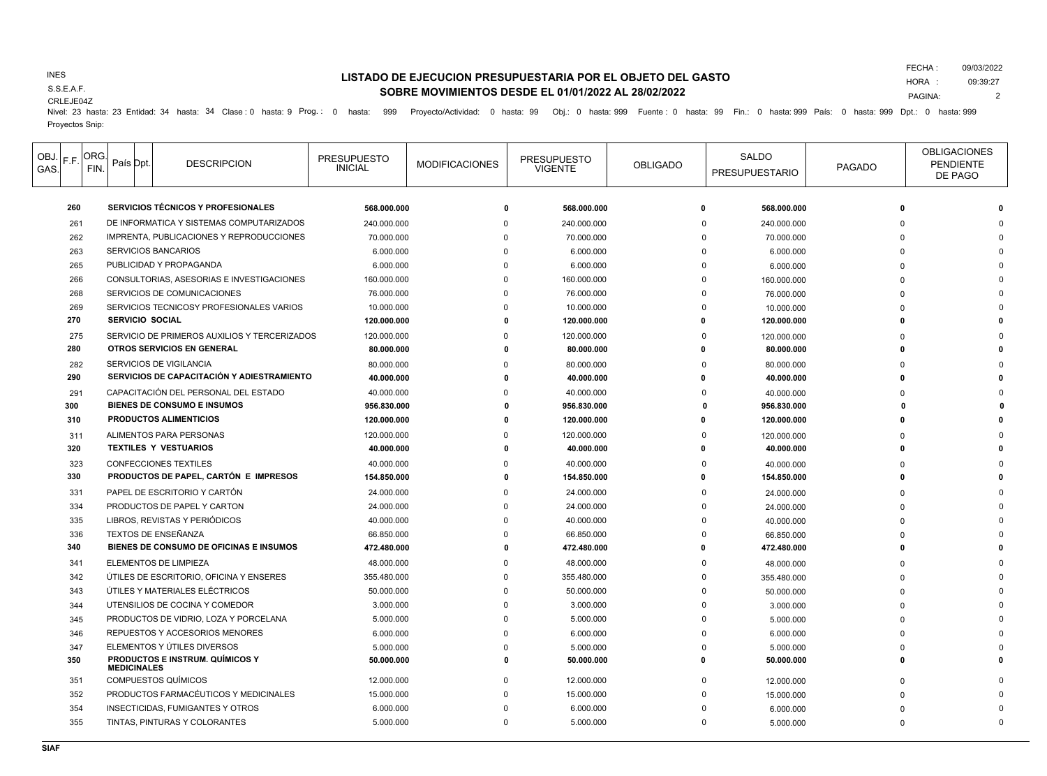INES
S.S.E.A.F.
CRLEJE04Z

# LISTADO DE EJECUCION PRESUPUESTARIA POR EL OBJETO DEL GASTO
## SOBRE MOVIMIENTOS DESDE EL 01/01/2022 AL 28/02/2022

FECHA : 09/03/2022
HORA : 09:39:27

Nivel: 23 hasta: 23 Entidad: 34 hasta: 34 Clase : 0 hasta: 9 Prog. : 0 hasta: 999 Proyecto/Actividad: 0 hasta: 99 Obj.: 0 hasta: 999 Fuente : 0 hasta: 99 Fin.: 0 hasta: 999 País: 0 hasta: 999 Dpt.: 0 hasta: 999
Proyectos Snip:

| OBJ. GAS. | F.F. | ORG. FIN. | País | Dpt. | DESCRIPCION | PRESUPUESTO INICIAL | MODIFICACIONES | PRESUPUESTO VIGENTE | OBLIGADO | SALDO PRESUPUESTARIO | PAGADO | OBLIGACIONES PENDIENTE DE PAGO |
|---|---|---|---|---|---|---|---|---|---|---|---|---|
| **260** | | | | | **SERVICIOS TÉCNICOS Y PROFESIONALES** | **568.000.000** | **0** | **568.000.000** | **0** | **568.000.000** | **0** | **0** |
| 261 | | | | | DE INFORMATICA Y SISTEMAS COMPUTARIZADOS | 240.000.000 | 0 | 240.000.000 | 0 | 240.000.000 | 0 | 0 |
| 262 | | | | | IMPRENTA, PUBLICACIONES Y REPRODUCCIONES | 70.000.000 | 0 | 70.000.000 | 0 | 70.000.000 | 0 | 0 |
| 263 | | | | | SERVICIOS BANCARIOS | 6.000.000 | 0 | 6.000.000 | 0 | 6.000.000 | 0 | 0 |
| 265 | | | | | PUBLICIDAD Y PROPAGANDA | 6.000.000 | 0 | 6.000.000 | 0 | 6.000.000 | 0 | 0 |
| 266 | | | | | CONSULTORIAS, ASESORIAS E INVESTIGACIONES | 160.000.000 | 0 | 160.000.000 | 0 | 160.000.000 | 0 | 0 |
| 268 | | | | | SERVICIOS DE COMUNICACIONES | 76.000.000 | 0 | 76.000.000 | 0 | 76.000.000 | 0 | 0 |
| 269 | | | | | SERVICIOS TECNICOSY PROFESIONALES VARIOS | 10.000.000 | 0 | 10.000.000 | 0 | 10.000.000 | 0 | 0 |
| **270** | | | | | **SERVICIO SOCIAL** | **120.000.000** | **0** | **120.000.000** | **0** | **120.000.000** | **0** | **0** |
| 275 | | | | | SERVICIO DE PRIMEROS AUXILIOS Y TERCERIZADOS | 120.000.000 | 0 | 120.000.000 | 0 | 120.000.000 | 0 | 0 |
| **280** | | | | | **OTROS SERVICIOS EN GENERAL** | **80.000.000** | **0** | **80.000.000** | **0** | **80.000.000** | **0** | **0** |
| 282 | | | | | SERVICIOS DE VIGILANCIA | 80.000.000 | 0 | 80.000.000 | 0 | 80.000.000 | 0 | 0 |
| **290** | | | | | **SERVICIOS DE CAPACITACIÓN Y ADIESTRAMIENTO** | **40.000.000** | **0** | **40.000.000** | **0** | **40.000.000** | **0** | **0** |
| 291 | | | | | CAPACITACIÓN DEL PERSONAL DEL ESTADO | 40.000.000 | 0 | 40.000.000 | 0 | 40.000.000 | 0 | 0 |
| **300** | | | | | **BIENES DE CONSUMO E INSUMOS** | **956.830.000** | **0** | **956.830.000** | **0** | **956.830.000** | **0** | **0** |
| **310** | | | | | **PRODUCTOS ALIMENTICIOS** | **120.000.000** | **0** | **120.000.000** | **0** | **120.000.000** | **0** | **0** |
| 311 | | | | | ALIMENTOS PARA PERSONAS | 120.000.000 | 0 | 120.000.000 | 0 | 120.000.000 | 0 | 0 |
| **320** | | | | | **TEXTILES Y VESTUARIOS** | **40.000.000** | **0** | **40.000.000** | **0** | **40.000.000** | **0** | **0** |
| 323 | | | | | CONFECCIONES TEXTILES | 40.000.000 | 0 | 40.000.000 | 0 | 40.000.000 | 0 | 0 |
| **330** | | | | | **PRODUCTOS DE PAPEL, CARTÓN E IMPRESOS** | **154.850.000** | **0** | **154.850.000** | **0** | **154.850.000** | **0** | **0** |
| 331 | | | | | PAPEL DE ESCRITORIO Y CARTÓN | 24.000.000 | 0 | 24.000.000 | 0 | 24.000.000 | 0 | 0 |
| 334 | | | | | PRODUCTOS DE PAPEL Y CARTON | 24.000.000 | 0 | 24.000.000 | 0 | 24.000.000 | 0 | 0 |
| 335 | | | | | LIBROS, REVISTAS Y PERIÓDICOS | 40.000.000 | 0 | 40.000.000 | 0 | 40.000.000 | 0 | 0 |
| 336 | | | | | TEXTOS DE ENSEÑANZA | 66.850.000 | 0 | 66.850.000 | 0 | 66.850.000 | 0 | 0 |
| **340** | | | | | **BIENES DE CONSUMO DE OFICINAS E INSUMOS** | **472.480.000** | **0** | **472.480.000** | **0** | **472.480.000** | **0** | **0** |
| 341 | | | | | ELEMENTOS DE LIMPIEZA | 48.000.000 | 0 | 48.000.000 | 0 | 48.000.000 | 0 | 0 |
| 342 | | | | | ÚTILES DE ESCRITORIO, OFICINA Y ENSERES | 355.480.000 | 0 | 355.480.000 | 0 | 355.480.000 | 0 | 0 |
| 343 | | | | | ÚTILES Y MATERIALES ELÉCTRICOS | 50.000.000 | 0 | 50.000.000 | 0 | 50.000.000 | 0 | 0 |
| 344 | | | | | UTENSILIOS DE COCINA Y COMEDOR | 3.000.000 | 0 | 3.000.000 | 0 | 3.000.000 | 0 | 0 |
| 345 | | | | | PRODUCTOS DE VIDRIO, LOZA Y PORCELANA | 5.000.000 | 0 | 5.000.000 | 0 | 5.000.000 | 0 | 0 |
| 346 | | | | | REPUESTOS Y ACCESORIOS MENORES | 6.000.000 | 0 | 6.000.000 | 0 | 6.000.000 | 0 | 0 |
| 347 | | | | | ELEMENTOS Y ÚTILES DIVERSOS | 5.000.000 | 0 | 5.000.000 | 0 | 5.000.000 | 0 | 0 |
| **350** | | | | | **PRODUCTOS E INSTRUM. QUÍMICOS Y MEDICINALES** | **50.000.000** | **0** | **50.000.000** | **0** | **50.000.000** | **0** | **0** |
| 351 | | | | | COMPUESTOS QUÍMICOS | 12.000.000 | 0 | 12.000.000 | 0 | 12.000.000 | 0 | 0 |
| 352 | | | | | PRODUCTOS FARMACÉUTICOS Y MEDICINALES | 15.000.000 | 0 | 15.000.000 | 0 | 15.000.000 | 0 | 0 |
| 354 | | | | | INSECTICIDAS, FUMIGANTES Y OTROS | 6.000.000 | 0 | 6.000.000 | 0 | 6.000.000 | 0 | 0 |
| 355 | | | | | TINTAS, PINTURAS Y COLORANTES | 5.000.000 | 0 | 5.000.000 | 0 | 5.000.000 | 0 | 0 |

SIAF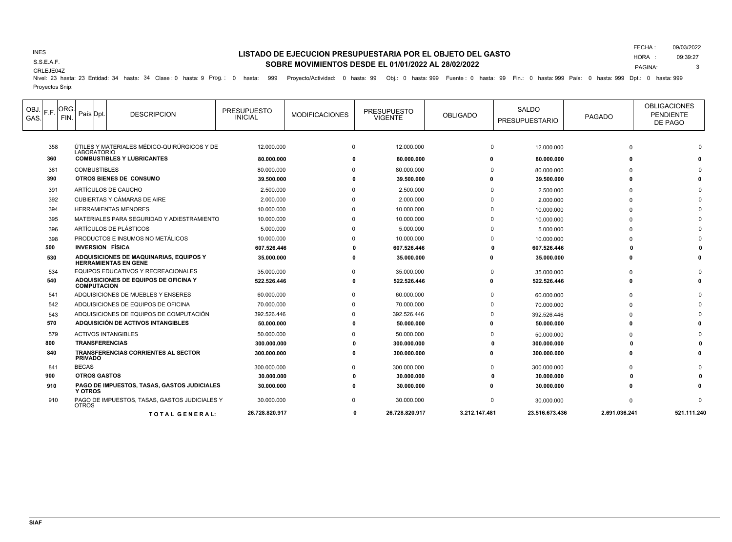INES

S.S.E.A.F.

CRLEJE04Z

# LISTADO DE EJECUCION PRESUPUESTARIA POR EL OBJETO DEL GASTO

## SOBRE MOVIMIENTOS DESDE EL 01/01/2022 AL 28/02/2022

FECHA : 09/03/2022

HORA : 09:39:27

Nivel: 23 hasta: 23 Entidad: 34 hasta: 34 Clase : 0 hasta: 9 Prog. : 0 hasta: 999 Proyecto/Actividad: 0 hasta: 99 Obj.: 0 hasta: 999 Fuente : 0 hasta: 99 Fin.: 0 hasta: 999 País: 0 hasta: 999 Dpt.: 0 hasta: 999

Proyectos Snip:

| OBJ. GAS. | F.F. | ORG. FIN. | País | Dpt. | DESCRIPCION | PRESUPUESTO INICIAL | MODIFICACIONES | PRESUPUESTO VIGENTE | OBLIGADO | SALDO PRESUPUESTARIO | PAGADO | OBLIGACIONES PENDIENTE DE PAGO |
|---|---|---|---|---|---|---|---|---|---|---|---|---|
| 358 | | | | | ÚTILES Y MATERIALES MÉDICO-QUIRÚRGICOS Y DE LABORATORIO | 12.000.000 | 0 | 12.000.000 | 0 | 12.000.000 | 0 | 0 |
| **360** | | | | | **COMBUSTIBLES Y LUBRICANTES** | **80.000.000** | **0** | **80.000.000** | **0** | **80.000.000** | **0** | **0** |
| 361 | | | | | COMBUSTIBLES | 80.000.000 | 0 | 80.000.000 | 0 | 80.000.000 | 0 | 0 |
| **390** | | | | | **OTROS BIENES DE CONSUMO** | **39.500.000** | **0** | **39.500.000** | **0** | **39.500.000** | **0** | **0** |
| 391 | | | | | ARTÍCULOS DE CAUCHO | 2.500.000 | 0 | 2.500.000 | 0 | 2.500.000 | 0 | 0 |
| 392 | | | | | CUBIERTAS Y CÁMARAS DE AIRE | 2.000.000 | 0 | 2.000.000 | 0 | 2.000.000 | 0 | 0 |
| 394 | | | | | HERRAMIENTAS MENORES | 10.000.000 | 0 | 10.000.000 | 0 | 10.000.000 | 0 | 0 |
| 395 | | | | | MATERIALES PARA SEGURIDAD Y ADIESTRAMIENTO | 10.000.000 | 0 | 10.000.000 | 0 | 10.000.000 | 0 | 0 |
| 396 | | | | | ARTÍCULOS DE PLÁSTICOS | 5.000.000 | 0 | 5.000.000 | 0 | 5.000.000 | 0 | 0 |
| 398 | | | | | PRODUCTOS E INSUMOS NO METÁLICOS | 10.000.000 | 0 | 10.000.000 | 0 | 10.000.000 | 0 | 0 |
| **500** | | | | | **INVERSION FÍSICA** | **607.526.446** | **0** | **607.526.446** | **0** | **607.526.446** | **0** | **0** |
| **530** | | | | | **ADQUISICIONES DE MAQUINARIAS, EQUIPOS Y HERRAMIENTAS EN GENE** | **35.000.000** | **0** | **35.000.000** | **0** | **35.000.000** | **0** | **0** |
| 534 | | | | | EQUIPOS EDUCATIVOS Y RECREACIONALES | 35.000.000 | 0 | 35.000.000 | 0 | 35.000.000 | 0 | 0 |
| **540** | | | | | **ADQUISICIONES DE EQUIPOS DE OFICINA Y COMPUTACION** | **522.526.446** | **0** | **522.526.446** | **0** | **522.526.446** | **0** | **0** |
| 541 | | | | | ADQUISICIONES DE MUEBLES Y ENSERES | 60.000.000 | 0 | 60.000.000 | 0 | 60.000.000 | 0 | 0 |
| 542 | | | | | ADQUISICIONES DE EQUIPOS DE OFICINA | 70.000.000 | 0 | 70.000.000 | 0 | 70.000.000 | 0 | 0 |
| 543 | | | | | ADQUISICIONES DE EQUIPOS DE COMPUTACIÓN | 392.526.446 | 0 | 392.526.446 | 0 | 392.526.446 | 0 | 0 |
| **570** | | | | | **ADQUISICIÓN DE ACTIVOS INTANGIBLES** | **50.000.000** | **0** | **50.000.000** | **0** | **50.000.000** | **0** | **0** |
| 579 | | | | | ACTIVOS INTANGIBLES | 50.000.000 | 0 | 50.000.000 | 0 | 50.000.000 | 0 | 0 |
| **800** | | | | | **TRANSFERENCIAS** | **300.000.000** | **0** | **300.000.000** | **0** | **300.000.000** | **0** | **0** |
| **840** | | | | | **TRANSFERENCIAS CORRIENTES AL SECTOR PRIVADO** | **300.000.000** | **0** | **300.000.000** | **0** | **300.000.000** | **0** | **0** |
| 841 | | | | | BECAS | 300.000.000 | 0 | 300.000.000 | 0 | 300.000.000 | 0 | 0 |
| **900** | | | | | **OTROS GASTOS** | **30.000.000** | **0** | **30.000.000** | **0** | **30.000.000** | **0** | **0** |
| **910** | | | | | **PAGO DE IMPUESTOS, TASAS, GASTOS JUDICIALES Y OTROS** | **30.000.000** | **0** | **30.000.000** | **0** | **30.000.000** | **0** | **0** |
| 910 | | | | | PAGO DE IMPUESTOS, TASAS, GASTOS JUDICIALES Y OTROS | 30.000.000 | 0 | 30.000.000 | 0 | 30.000.000 | 0 | 0 |
| | | | | | **T O T A L G E N E R A L:** | **26.728.820.917** | **0** | **26.728.820.917** | **3.212.147.481** | **23.516.673.436** | **2.691.036.241** | **521.111.240** |

SIAF